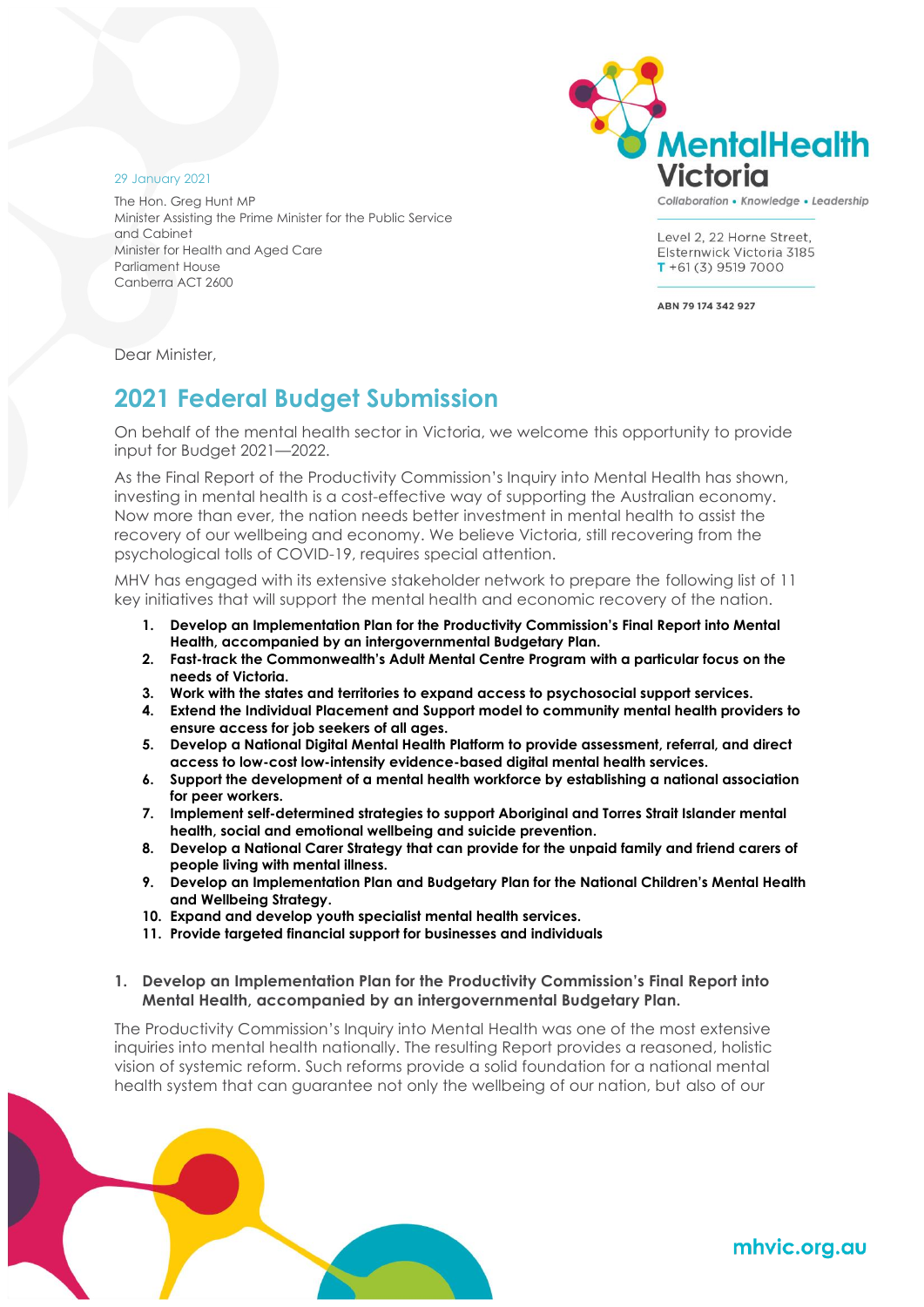29 January 2021

The Hon. Greg Hunt MP
Minister Assisting the Prime Minister for the Public Service and Cabinet
Minister for Health and Aged Care
Parliament House
Canberra ACT 2600

**MentalHealth Victoria**
*Collaboration • Knowledge • Leadership*

Level 2, 22 Horne Street,
Elsternwick Victoria 3185
T +61 (3) 9519 7000

ABN 79 174 342 927

Dear Minister,

# 2021 Federal Budget Submission

On behalf of the mental health sector in Victoria, we welcome this opportunity to provide input for Budget 2021—2022.

As the Final Report of the Productivity Commission's Inquiry into Mental Health has shown, investing in mental health is a cost-effective way of supporting the Australian economy. Now more than ever, the nation needs better investment in mental health to assist the recovery of our wellbeing and economy. We believe Victoria, still recovering from the psychological tolls of COVID-19, requires special attention.

MHV has engaged with its extensive stakeholder network to prepare the following list of 11 key initiatives that will support the mental health and economic recovery of the nation.

1. **Develop an Implementation Plan for the Productivity Commission's Final Report into Mental Health, accompanied by an intergovernmental Budgetary Plan.**
2. **Fast-track the Commonwealth's Adult Mental Centre Program with a particular focus on the needs of Victoria.**
3. **Work with the states and territories to expand access to psychosocial support services.**
4. **Extend the Individual Placement and Support model to community mental health providers to ensure access for job seekers of all ages.**
5. **Develop a National Digital Mental Health Platform to provide assessment, referral, and direct access to low-cost low-intensity evidence-based digital mental health services.**
6. **Support the development of a mental health workforce by establishing a national association for peer workers.**
7. **Implement self-determined strategies to support Aboriginal and Torres Strait Islander mental health, social and emotional wellbeing and suicide prevention.**
8. **Develop a National Carer Strategy that can provide for the unpaid family and friend carers of people living with mental illness.**
9. **Develop an Implementation Plan and Budgetary Plan for the National Children's Mental Health and Wellbeing Strategy.**
10. **Expand and develop youth specialist mental health services.**
11. **Provide targeted financial support for businesses and individuals**

## 1. Develop an Implementation Plan for the Productivity Commission's Final Report into Mental Health, accompanied by an intergovernmental Budgetary Plan.

The Productivity Commission's Inquiry into Mental Health was one of the most extensive inquiries into mental health nationally. The resulting Report provides a reasoned, holistic vision of systemic reform. Such reforms provide a solid foundation for a national mental health system that can guarantee not only the wellbeing of our nation, but also of our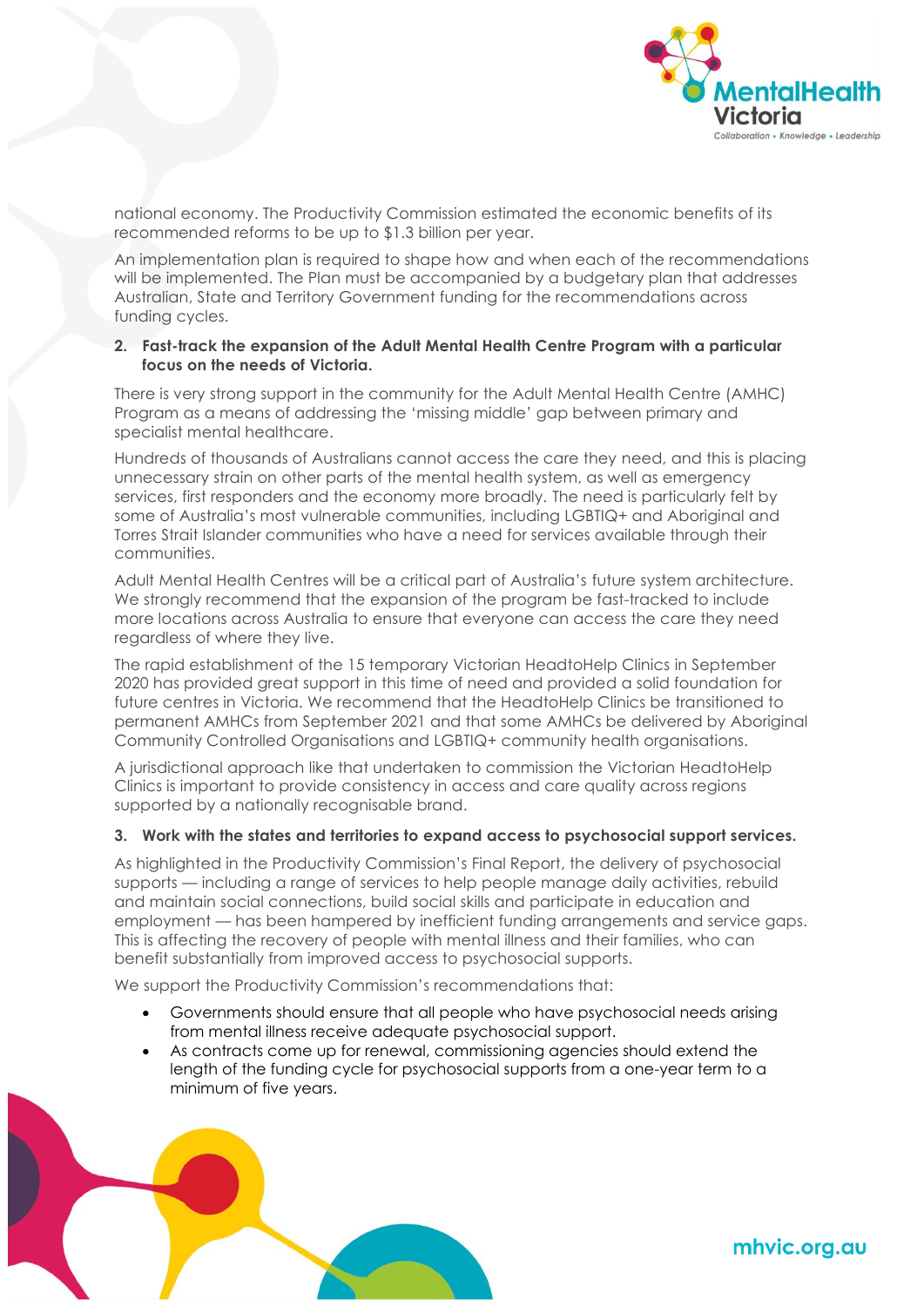national economy. The Productivity Commission estimated the economic benefits of its recommended reforms to be up to $1.3 billion per year.

An implementation plan is required to shape how and when each of the recommendations will be implemented. The Plan must be accompanied by a budgetary plan that addresses Australian, State and Territory Government funding for the recommendations across funding cycles.

**2. Fast-track the expansion of the Adult Mental Health Centre Program with a particular focus on the needs of Victoria.**

There is very strong support in the community for the Adult Mental Health Centre (AMHC) Program as a means of addressing the 'missing middle' gap between primary and specialist mental healthcare.

Hundreds of thousands of Australians cannot access the care they need, and this is placing unnecessary strain on other parts of the mental health system, as well as emergency services, first responders and the economy more broadly. The need is particularly felt by some of Australia's most vulnerable communities, including LGBTIQ+ and Aboriginal and Torres Strait Islander communities who have a need for services available through their communities.

Adult Mental Health Centres will be a critical part of Australia's future system architecture. We strongly recommend that the expansion of the program be fast-tracked to include more locations across Australia to ensure that everyone can access the care they need regardless of where they live.

The rapid establishment of the 15 temporary Victorian HeadtoHelp Clinics in September 2020 has provided great support in this time of need and provided a solid foundation for future centres in Victoria. We recommend that the HeadtoHelp Clinics be transitioned to permanent AMHCs from September 2021 and that some AMHCs be delivered by Aboriginal Community Controlled Organisations and LGBTIQ+ community health organisations.

A jurisdictional approach like that undertaken to commission the Victorian HeadtoHelp Clinics is important to provide consistency in access and care quality across regions supported by a nationally recognisable brand.

**3. Work with the states and territories to expand access to psychosocial support services.**

As highlighted in the Productivity Commission's Final Report, the delivery of psychosocial supports — including a range of services to help people manage daily activities, rebuild and maintain social connections, build social skills and participate in education and employment — has been hampered by inefficient funding arrangements and service gaps. This is affecting the recovery of people with mental illness and their families, who can benefit substantially from improved access to psychosocial supports.

We support the Productivity Commission's recommendations that:

- Governments should ensure that all people who have psychosocial needs arising from mental illness receive adequate psychosocial support.
- As contracts come up for renewal, commissioning agencies should extend the length of the funding cycle for psychosocial supports from a one-year term to a minimum of five years.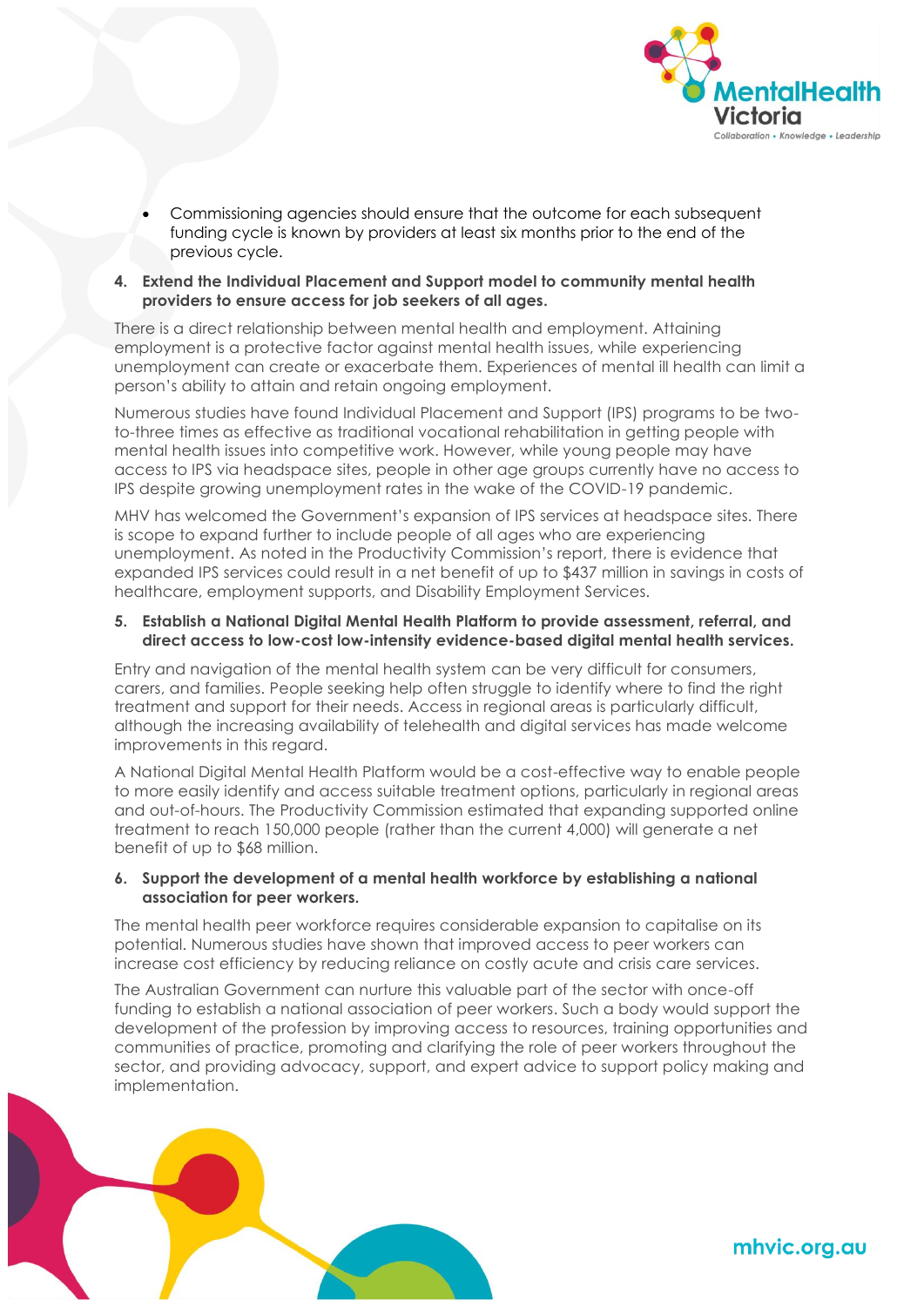- Commissioning agencies should ensure that the outcome for each subsequent funding cycle is known by providers at least six months prior to the end of the previous cycle.

**4. Extend the Individual Placement and Support model to community mental health providers to ensure access for job seekers of all ages.**

There is a direct relationship between mental health and employment. Attaining employment is a protective factor against mental health issues, while experiencing unemployment can create or exacerbate them. Experiences of mental ill health can limit a person's ability to attain and retain ongoing employment.

Numerous studies have found Individual Placement and Support (IPS) programs to be two-to-three times as effective as traditional vocational rehabilitation in getting people with mental health issues into competitive work. However, while young people may have access to IPS via headspace sites, people in other age groups currently have no access to IPS despite growing unemployment rates in the wake of the COVID-19 pandemic.

MHV has welcomed the Government's expansion of IPS services at headspace sites. There is scope to expand further to include people of all ages who are experiencing unemployment. As noted in the Productivity Commission's report, there is evidence that expanded IPS services could result in a net benefit of up to $437 million in savings in costs of healthcare, employment supports, and Disability Employment Services.

**5. Establish a National Digital Mental Health Platform to provide assessment, referral, and direct access to low-cost low-intensity evidence-based digital mental health services.**

Entry and navigation of the mental health system can be very difficult for consumers, carers, and families. People seeking help often struggle to identify where to find the right treatment and support for their needs. Access in regional areas is particularly difficult, although the increasing availability of telehealth and digital services has made welcome improvements in this regard.

A National Digital Mental Health Platform would be a cost-effective way to enable people to more easily identify and access suitable treatment options, particularly in regional areas and out-of-hours. The Productivity Commission estimated that expanding supported online treatment to reach 150,000 people (rather than the current 4,000) will generate a net benefit of up to $68 million.

**6. Support the development of a mental health workforce by establishing a national association for peer workers.**

The mental health peer workforce requires considerable expansion to capitalise on its potential. Numerous studies have shown that improved access to peer workers can increase cost efficiency by reducing reliance on costly acute and crisis care services.

The Australian Government can nurture this valuable part of the sector with once-off funding to establish a national association of peer workers. Such a body would support the development of the profession by improving access to resources, training opportunities and communities of practice, promoting and clarifying the role of peer workers throughout the sector, and providing advocacy, support, and expert advice to support policy making and implementation.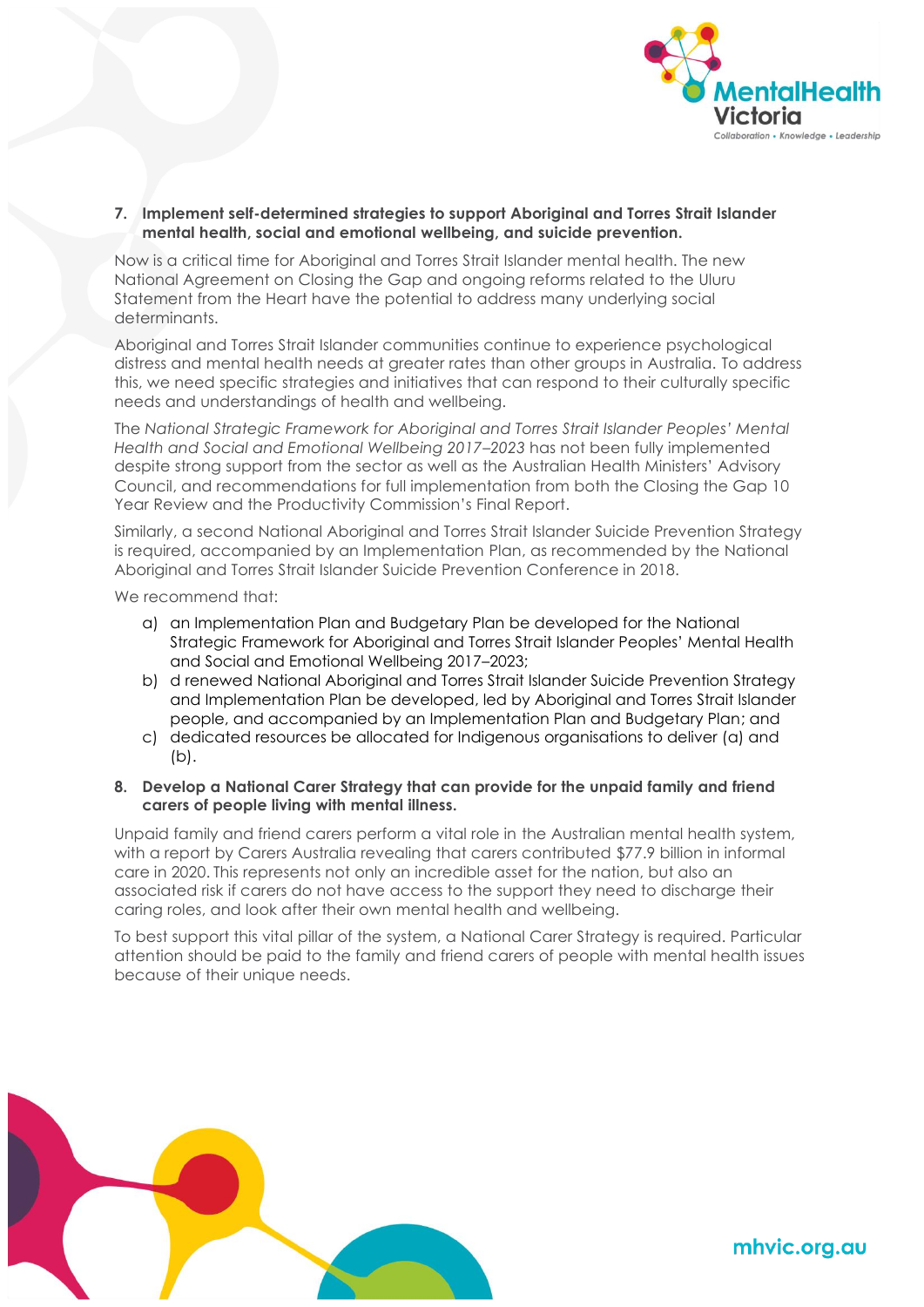**7. Implement self-determined strategies to support Aboriginal and Torres Strait Islander mental health, social and emotional wellbeing, and suicide prevention.**

Now is a critical time for Aboriginal and Torres Strait Islander mental health. The new National Agreement on Closing the Gap and ongoing reforms related to the Uluru Statement from the Heart have the potential to address many underlying social determinants.

Aboriginal and Torres Strait Islander communities continue to experience psychological distress and mental health needs at greater rates than other groups in Australia. To address this, we need specific strategies and initiatives that can respond to their culturally specific needs and understandings of health and wellbeing.

The *National Strategic Framework for Aboriginal and Torres Strait Islander Peoples' Mental Health and Social and Emotional Wellbeing 2017–2023* has not been fully implemented despite strong support from the sector as well as the Australian Health Ministers' Advisory Council, and recommendations for full implementation from both the Closing the Gap 10 Year Review and the Productivity Commission's Final Report.

Similarly, a second National Aboriginal and Torres Strait Islander Suicide Prevention Strategy is required, accompanied by an Implementation Plan, as recommended by the National Aboriginal and Torres Strait Islander Suicide Prevention Conference in 2018.

We recommend that:

a) an Implementation Plan and Budgetary Plan be developed for the National Strategic Framework for Aboriginal and Torres Strait Islander Peoples' Mental Health and Social and Emotional Wellbeing 2017–2023;
b) d renewed National Aboriginal and Torres Strait Islander Suicide Prevention Strategy and Implementation Plan be developed, led by Aboriginal and Torres Strait Islander people, and accompanied by an Implementation Plan and Budgetary Plan; and
c) dedicated resources be allocated for Indigenous organisations to deliver (a) and (b).

**8. Develop a National Carer Strategy that can provide for the unpaid family and friend carers of people living with mental illness.**

Unpaid family and friend carers perform a vital role in the Australian mental health system, with a report by Carers Australia revealing that carers contributed $77.9 billion in informal care in 2020. This represents not only an incredible asset for the nation, but also an associated risk if carers do not have access to the support they need to discharge their caring roles, and look after their own mental health and wellbeing.

To best support this vital pillar of the system, a National Carer Strategy is required. Particular attention should be paid to the family and friend carers of people with mental health issues because of their unique needs.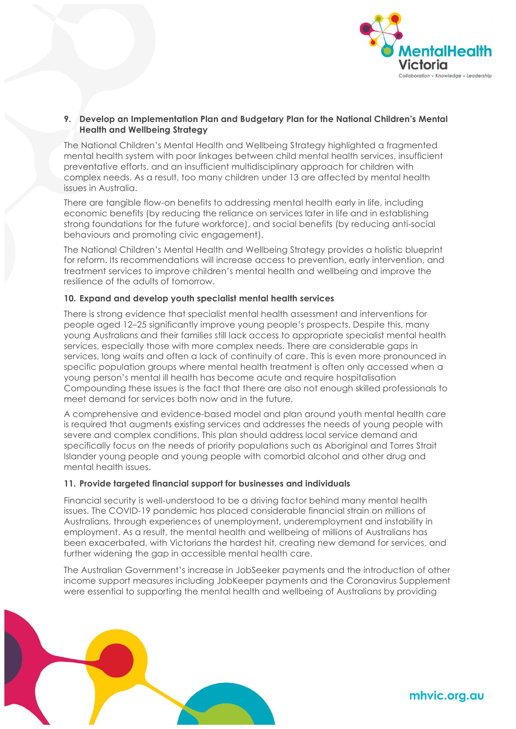**9. Develop an Implementation Plan and Budgetary Plan for the National Children's Mental Health and Wellbeing Strategy**

The National Children's Mental Health and Wellbeing Strategy highlighted a fragmented mental health system with poor linkages between child mental health services, insufficient preventative efforts, and an insufficient multidisciplinary approach for children with complex needs. As a result, too many children under 13 are affected by mental health issues in Australia.

There are tangible flow-on benefits to addressing mental health early in life, including economic benefits (by reducing the reliance on services later in life and in establishing strong foundations for the future workforce), and social benefits (by reducing anti-social behaviours and promoting civic engagement).

The National Children's Mental Health and Wellbeing Strategy provides a holistic blueprint for reform. Its recommendations will increase access to prevention, early intervention, and treatment services to improve children's mental health and wellbeing and improve the resilience of the adults of tomorrow.

**10. Expand and develop youth specialist mental health services**

There is strong evidence that specialist mental health assessment and interventions for people aged 12–25 significantly improve young people's prospects. Despite this, many young Australians and their families still lack access to appropriate specialist mental health services, especially those with more complex needs. There are considerable gaps in services, long waits and often a lack of continuity of care. This is even more pronounced in specific population groups where mental health treatment is often only accessed when a young person's mental ill health has become acute and require hospitalisation Compounding these issues is the fact that there are also not enough skilled professionals to meet demand for services both now and in the future.

A comprehensive and evidence-based model and plan around youth mental health care is required that augments existing services and addresses the needs of young people with severe and complex conditions. This plan should address local service demand and specifically focus on the needs of priority populations such as Aboriginal and Torres Strait Islander young people and young people with comorbid alcohol and other drug and mental health issues.

**11. Provide targeted financial support for businesses and individuals**

Financial security is well-understood to be a driving factor behind many mental health issues. The COVID-19 pandemic has placed considerable financial strain on millions of Australians, through experiences of unemployment, underemployment and instability in employment. As a result, the mental health and wellbeing of millions of Australians has been exacerbated, with Victorians the hardest hit, creating new demand for services, and further widening the gap in accessible mental health care.

The Australian Government's increase in JobSeeker payments and the introduction of other income support measures including JobKeeper payments and the Coronavirus Supplement were essential to supporting the mental health and wellbeing of Australians by providing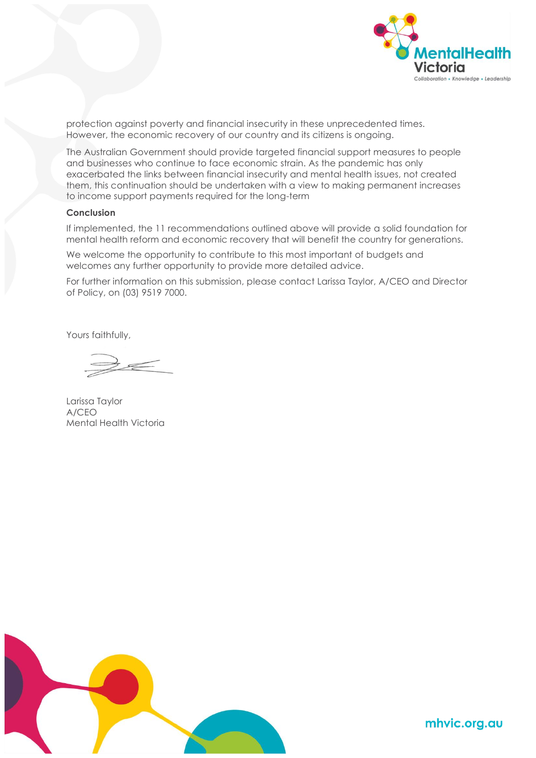protection against poverty and financial insecurity in these unprecedented times. However, the economic recovery of our country and its citizens is ongoing.

The Australian Government should provide targeted financial support measures to people and businesses who continue to face economic strain. As the pandemic has only exacerbated the links between financial insecurity and mental health issues, not created them, this continuation should be undertaken with a view to making permanent increases to income support payments required for the long-term

**Conclusion**

If implemented, the 11 recommendations outlined above will provide a solid foundation for mental health reform and economic recovery that will benefit the country for generations.

We welcome the opportunity to contribute to this most important of budgets and welcomes any further opportunity to provide more detailed advice.

For further information on this submission, please contact Larissa Taylor, A/CEO and Director of Policy, on (03) 9519 7000.

Yours faithfully,

Larissa Taylor
A/CEO
Mental Health Victoria